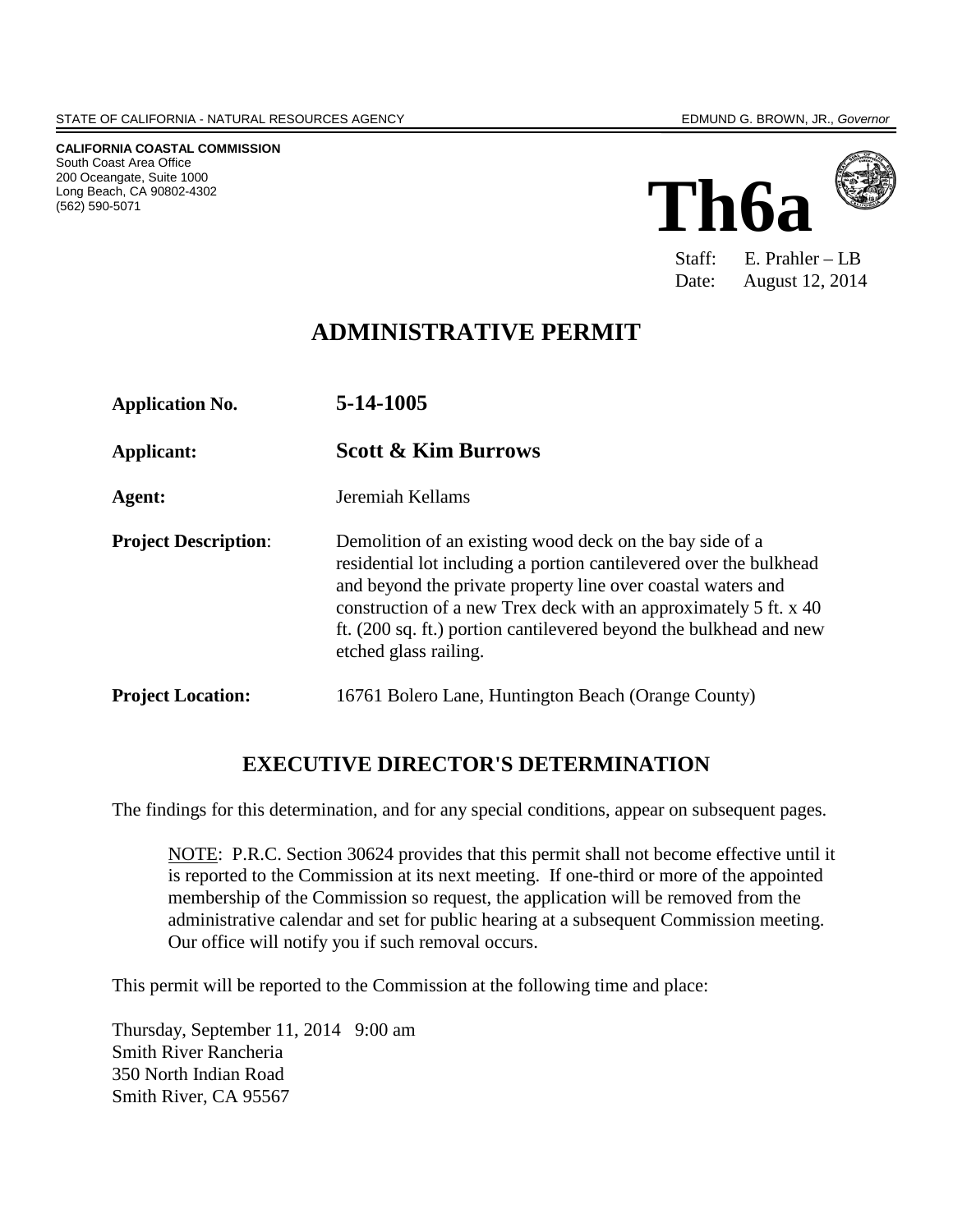STATE OF CALIFORNIA - NATURAL RESOURCES AGENCY

EDMUND G. BROWN, JR., *Governor*

**CALIFORNIA COASTAL COMMISSION**
South Coast Area Office
200 Oceangate, Suite 1000
Long Beach, CA 90802-4302
(562) 590-5071

# Th6a

Staff: E. Prahler – LB
Date: August 12, 2014

## ADMINISTRATIVE PERMIT

| | |
|---|---|
| **Application No.** | **5-14-1005** |
| **Applicant:** | **Scott & Kim Burrows** |
| **Agent:** | Jeremiah Kellams |
| **Project Description**: | Demolition of an existing wood deck on the bay side of a residential lot including a portion cantilevered over the bulkhead and beyond the private property line over coastal waters and construction of a new Trex deck with an approximately 5 ft. x 40 ft. (200 sq. ft.) portion cantilevered beyond the bulkhead and new etched glass railing. |
| **Project Location:** | 16761 Bolero Lane, Huntington Beach (Orange County) |

## EXECUTIVE DIRECTOR'S DETERMINATION

The findings for this determination, and for any special conditions, appear on subsequent pages.

> NOTE: P.R.C. Section 30624 provides that this permit shall not become effective until it is reported to the Commission at its next meeting. If one-third or more of the appointed membership of the Commission so request, the application will be removed from the administrative calendar and set for public hearing at a subsequent Commission meeting. Our office will notify you if such removal occurs.

This permit will be reported to the Commission at the following time and place:

Thursday, September 11, 2014 9:00 am
Smith River Rancheria
350 North Indian Road
Smith River, CA 95567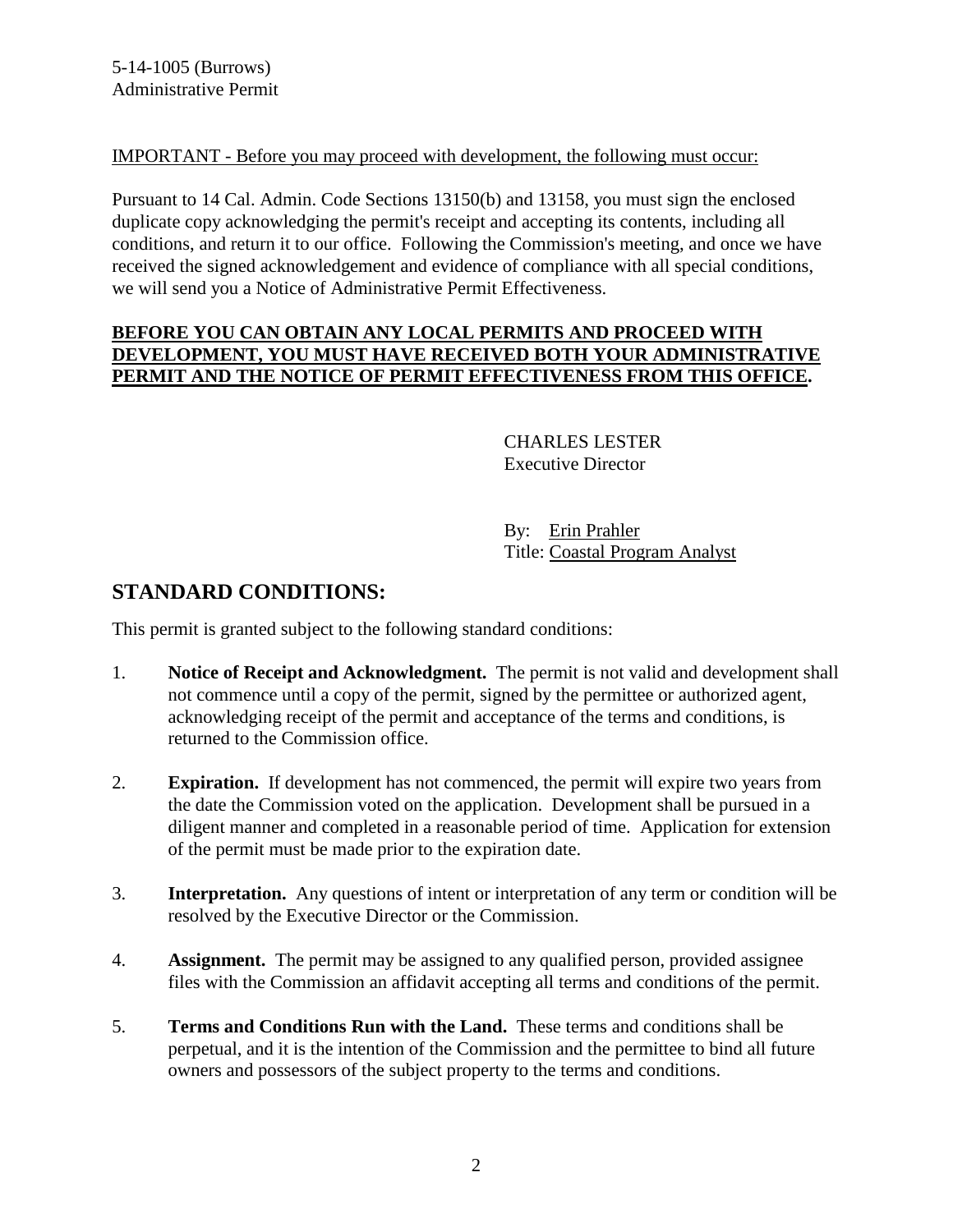IMPORTANT - Before you may proceed with development, the following must occur:

Pursuant to 14 Cal. Admin. Code Sections 13150(b) and 13158, you must sign the enclosed duplicate copy acknowledging the permit's receipt and accepting its contents, including all conditions, and return it to our office. Following the Commission's meeting, and once we have received the signed acknowledgement and evidence of compliance with all special conditions, we will send you a Notice of Administrative Permit Effectiveness.

**BEFORE YOU CAN OBTAIN ANY LOCAL PERMITS AND PROCEED WITH DEVELOPMENT, YOU MUST HAVE RECEIVED BOTH YOUR ADMINISTRATIVE PERMIT AND THE NOTICE OF PERMIT EFFECTIVENESS FROM THIS OFFICE.**

CHARLES LESTER
Executive Director

By: Erin Prahler
Title: Coastal Program Analyst

## STANDARD CONDITIONS:

This permit is granted subject to the following standard conditions:

1. **Notice of Receipt and Acknowledgment.** The permit is not valid and development shall not commence until a copy of the permit, signed by the permittee or authorized agent, acknowledging receipt of the permit and acceptance of the terms and conditions, is returned to the Commission office.

2. **Expiration.** If development has not commenced, the permit will expire two years from the date the Commission voted on the application. Development shall be pursued in a diligent manner and completed in a reasonable period of time. Application for extension of the permit must be made prior to the expiration date.

3. **Interpretation.** Any questions of intent or interpretation of any term or condition will be resolved by the Executive Director or the Commission.

4. **Assignment.** The permit may be assigned to any qualified person, provided assignee files with the Commission an affidavit accepting all terms and conditions of the permit.

5. **Terms and Conditions Run with the Land.** These terms and conditions shall be perpetual, and it is the intention of the Commission and the permittee to bind all future owners and possessors of the subject property to the terms and conditions.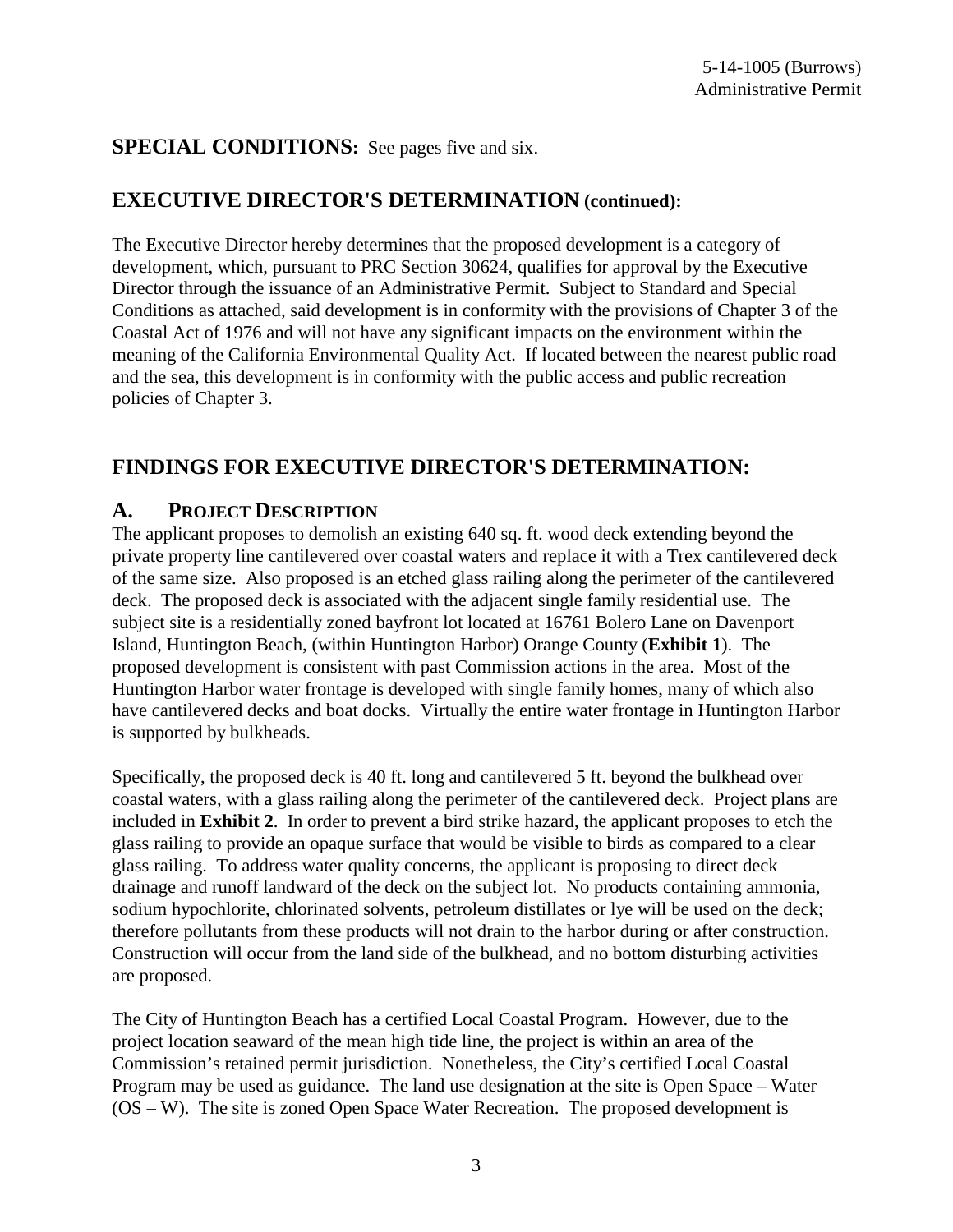## SPECIAL CONDITIONS: See pages five and six.

## EXECUTIVE DIRECTOR'S DETERMINATION (continued):

The Executive Director hereby determines that the proposed development is a category of development, which, pursuant to PRC Section 30624, qualifies for approval by the Executive Director through the issuance of an Administrative Permit. Subject to Standard and Special Conditions as attached, said development is in conformity with the provisions of Chapter 3 of the Coastal Act of 1976 and will not have any significant impacts on the environment within the meaning of the California Environmental Quality Act. If located between the nearest public road and the sea, this development is in conformity with the public access and public recreation policies of Chapter 3.

## FINDINGS FOR EXECUTIVE DIRECTOR'S DETERMINATION:

### A. PROJECT DESCRIPTION

The applicant proposes to demolish an existing 640 sq. ft. wood deck extending beyond the private property line cantilevered over coastal waters and replace it with a Trex cantilevered deck of the same size. Also proposed is an etched glass railing along the perimeter of the cantilevered deck. The proposed deck is associated with the adjacent single family residential use. The subject site is a residentially zoned bayfront lot located at 16761 Bolero Lane on Davenport Island, Huntington Beach, (within Huntington Harbor) Orange County (**Exhibit 1**). The proposed development is consistent with past Commission actions in the area. Most of the Huntington Harbor water frontage is developed with single family homes, many of which also have cantilevered decks and boat docks. Virtually the entire water frontage in Huntington Harbor is supported by bulkheads.

Specifically, the proposed deck is 40 ft. long and cantilevered 5 ft. beyond the bulkhead over coastal waters, with a glass railing along the perimeter of the cantilevered deck. Project plans are included in **Exhibit 2**. In order to prevent a bird strike hazard, the applicant proposes to etch the glass railing to provide an opaque surface that would be visible to birds as compared to a clear glass railing. To address water quality concerns, the applicant is proposing to direct deck drainage and runoff landward of the deck on the subject lot. No products containing ammonia, sodium hypochlorite, chlorinated solvents, petroleum distillates or lye will be used on the deck; therefore pollutants from these products will not drain to the harbor during or after construction. Construction will occur from the land side of the bulkhead, and no bottom disturbing activities are proposed.

The City of Huntington Beach has a certified Local Coastal Program. However, due to the project location seaward of the mean high tide line, the project is within an area of the Commission's retained permit jurisdiction. Nonetheless, the City's certified Local Coastal Program may be used as guidance. The land use designation at the site is Open Space – Water (OS – W). The site is zoned Open Space Water Recreation. The proposed development is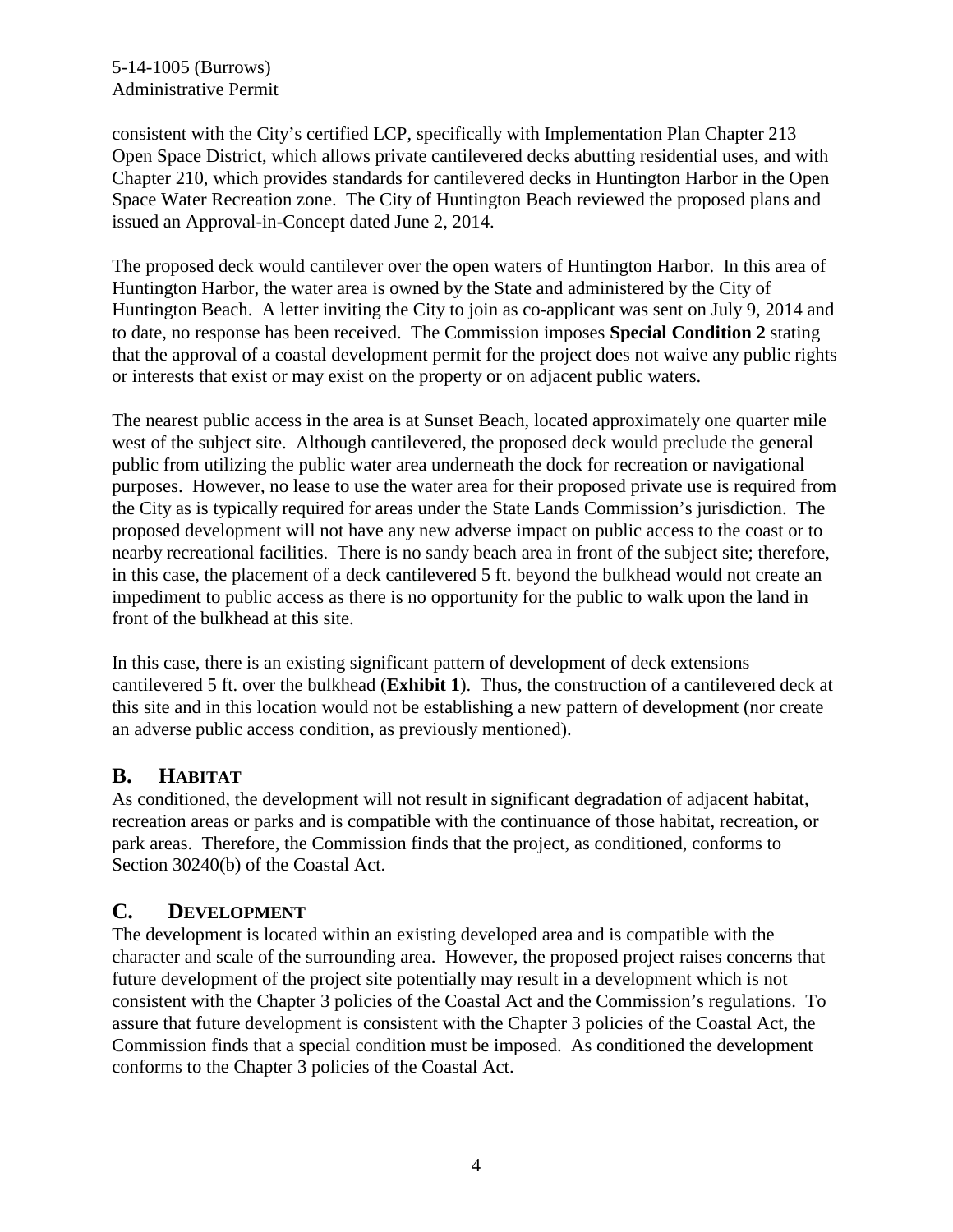consistent with the City's certified LCP, specifically with Implementation Plan Chapter 213 Open Space District, which allows private cantilevered decks abutting residential uses, and with Chapter 210, which provides standards for cantilevered decks in Huntington Harbor in the Open Space Water Recreation zone. The City of Huntington Beach reviewed the proposed plans and issued an Approval-in-Concept dated June 2, 2014.

The proposed deck would cantilever over the open waters of Huntington Harbor. In this area of Huntington Harbor, the water area is owned by the State and administered by the City of Huntington Beach. A letter inviting the City to join as co-applicant was sent on July 9, 2014 and to date, no response has been received. The Commission imposes **Special Condition 2** stating that the approval of a coastal development permit for the project does not waive any public rights or interests that exist or may exist on the property or on adjacent public waters.

The nearest public access in the area is at Sunset Beach, located approximately one quarter mile west of the subject site. Although cantilevered, the proposed deck would preclude the general public from utilizing the public water area underneath the dock for recreation or navigational purposes. However, no lease to use the water area for their proposed private use is required from the City as is typically required for areas under the State Lands Commission's jurisdiction. The proposed development will not have any new adverse impact on public access to the coast or to nearby recreational facilities. There is no sandy beach area in front of the subject site; therefore, in this case, the placement of a deck cantilevered 5 ft. beyond the bulkhead would not create an impediment to public access as there is no opportunity for the public to walk upon the land in front of the bulkhead at this site.

In this case, there is an existing significant pattern of development of deck extensions cantilevered 5 ft. over the bulkhead (**Exhibit 1**). Thus, the construction of a cantilevered deck at this site and in this location would not be establishing a new pattern of development (nor create an adverse public access condition, as previously mentioned).

## B. HABITAT

As conditioned, the development will not result in significant degradation of adjacent habitat, recreation areas or parks and is compatible with the continuance of those habitat, recreation, or park areas. Therefore, the Commission finds that the project, as conditioned, conforms to Section 30240(b) of the Coastal Act.

## C. DEVELOPMENT

The development is located within an existing developed area and is compatible with the character and scale of the surrounding area. However, the proposed project raises concerns that future development of the project site potentially may result in a development which is not consistent with the Chapter 3 policies of the Coastal Act and the Commission's regulations. To assure that future development is consistent with the Chapter 3 policies of the Coastal Act, the Commission finds that a special condition must be imposed. As conditioned the development conforms to the Chapter 3 policies of the Coastal Act.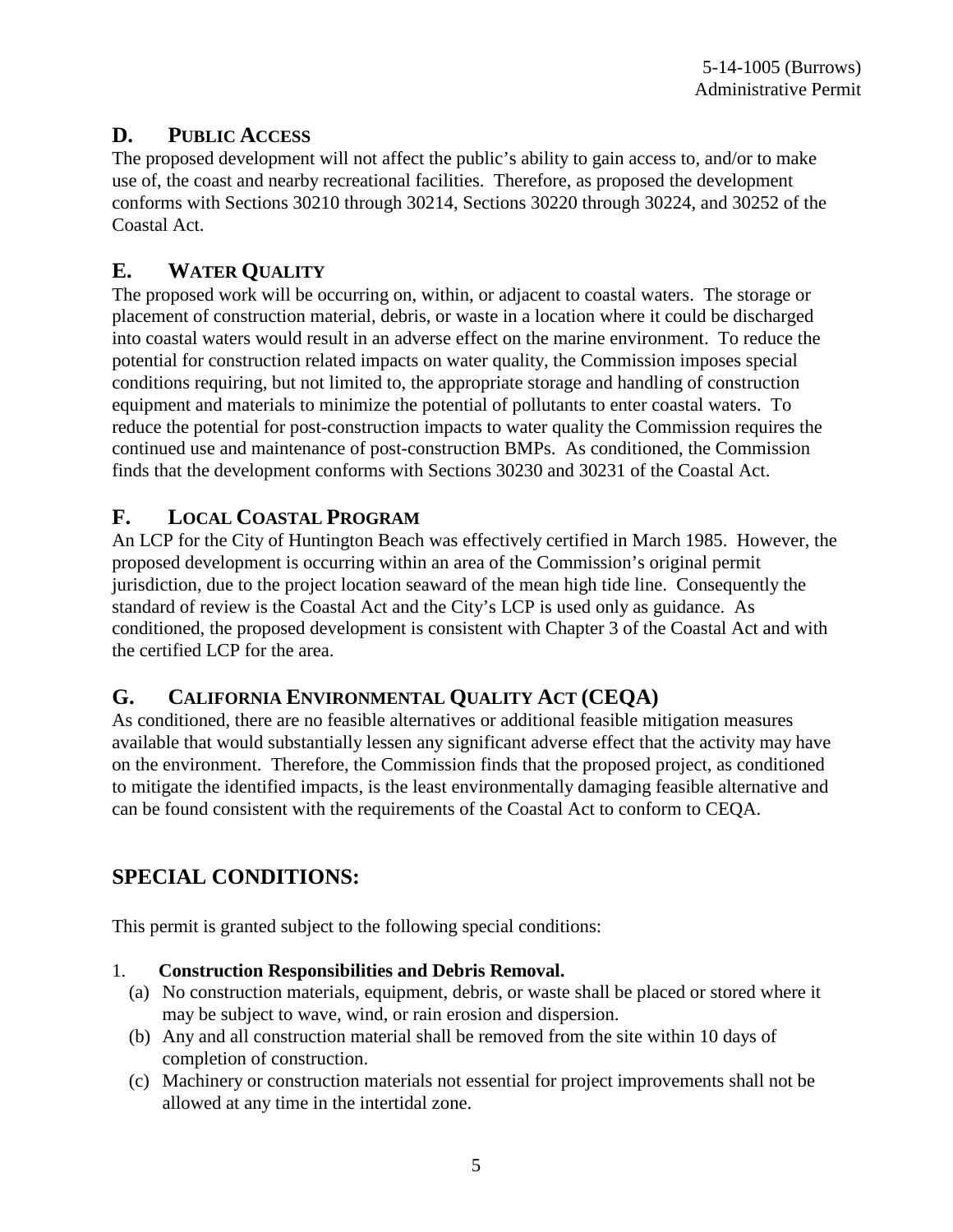## D. Public Access

The proposed development will not affect the public's ability to gain access to, and/or to make use of, the coast and nearby recreational facilities. Therefore, as proposed the development conforms with Sections 30210 through 30214, Sections 30220 through 30224, and 30252 of the Coastal Act.

## E. Water Quality

The proposed work will be occurring on, within, or adjacent to coastal waters. The storage or placement of construction material, debris, or waste in a location where it could be discharged into coastal waters would result in an adverse effect on the marine environment. To reduce the potential for construction related impacts on water quality, the Commission imposes special conditions requiring, but not limited to, the appropriate storage and handling of construction equipment and materials to minimize the potential of pollutants to enter coastal waters. To reduce the potential for post-construction impacts to water quality the Commission requires the continued use and maintenance of post-construction BMPs. As conditioned, the Commission finds that the development conforms with Sections 30230 and 30231 of the Coastal Act.

## F. Local Coastal Program

An LCP for the City of Huntington Beach was effectively certified in March 1985. However, the proposed development is occurring within an area of the Commission's original permit jurisdiction, due to the project location seaward of the mean high tide line. Consequently the standard of review is the Coastal Act and the City's LCP is used only as guidance. As conditioned, the proposed development is consistent with Chapter 3 of the Coastal Act and with the certified LCP for the area.

## G. California Environmental Quality Act (CEQA)

As conditioned, there are no feasible alternatives or additional feasible mitigation measures available that would substantially lessen any significant adverse effect that the activity may have on the environment. Therefore, the Commission finds that the proposed project, as conditioned to mitigate the identified impacts, is the least environmentally damaging feasible alternative and can be found consistent with the requirements of the Coastal Act to conform to CEQA.

# SPECIAL CONDITIONS:

This permit is granted subject to the following special conditions:

1. **Construction Responsibilities and Debris Removal.**
   (a) No construction materials, equipment, debris, or waste shall be placed or stored where it may be subject to wave, wind, or rain erosion and dispersion.
   (b) Any and all construction material shall be removed from the site within 10 days of completion of construction.
   (c) Machinery or construction materials not essential for project improvements shall not be allowed at any time in the intertidal zone.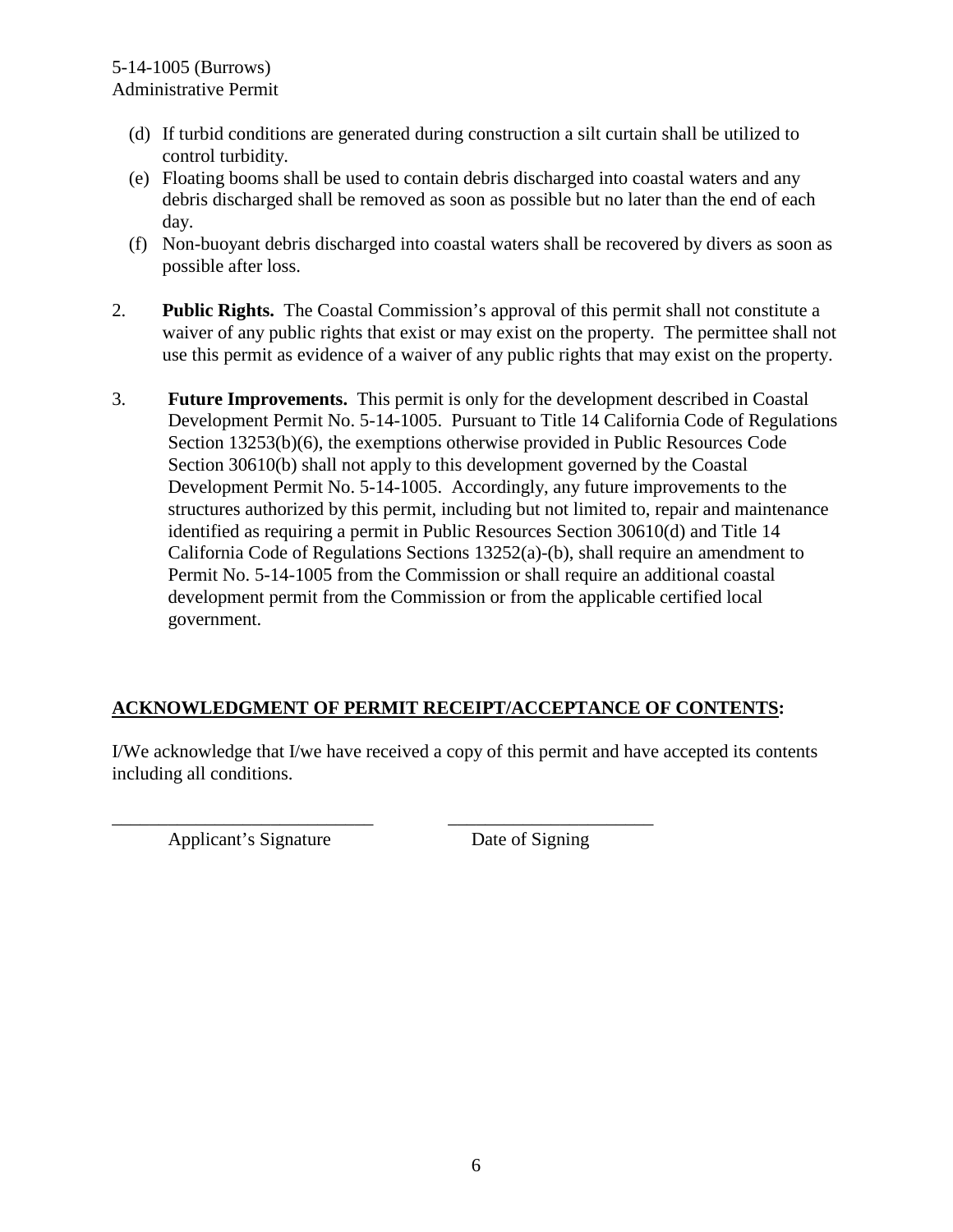(d) If turbid conditions are generated during construction a silt curtain shall be utilized to control turbidity.

(e) Floating booms shall be used to contain debris discharged into coastal waters and any debris discharged shall be removed as soon as possible but no later than the end of each day.

(f) Non-buoyant debris discharged into coastal waters shall be recovered by divers as soon as possible after loss.

2. **Public Rights.** The Coastal Commission's approval of this permit shall not constitute a waiver of any public rights that exist or may exist on the property. The permittee shall not use this permit as evidence of a waiver of any public rights that may exist on the property.

3. **Future Improvements.** This permit is only for the development described in Coastal Development Permit No. 5-14-1005. Pursuant to Title 14 California Code of Regulations Section 13253(b)(6), the exemptions otherwise provided in Public Resources Code Section 30610(b) shall not apply to this development governed by the Coastal Development Permit No. 5-14-1005. Accordingly, any future improvements to the structures authorized by this permit, including but not limited to, repair and maintenance identified as requiring a permit in Public Resources Section 30610(d) and Title 14 California Code of Regulations Sections 13252(a)-(b), shall require an amendment to Permit No. 5-14-1005 from the Commission or shall require an additional coastal development permit from the Commission or from the applicable certified local government.

**ACKNOWLEDGMENT OF PERMIT RECEIPT/ACCEPTANCE OF CONTENTS:**

I/We acknowledge that I/we have received a copy of this permit and have accepted its contents including all conditions.

____________________________ ______________________

Applicant's Signature Date of Signing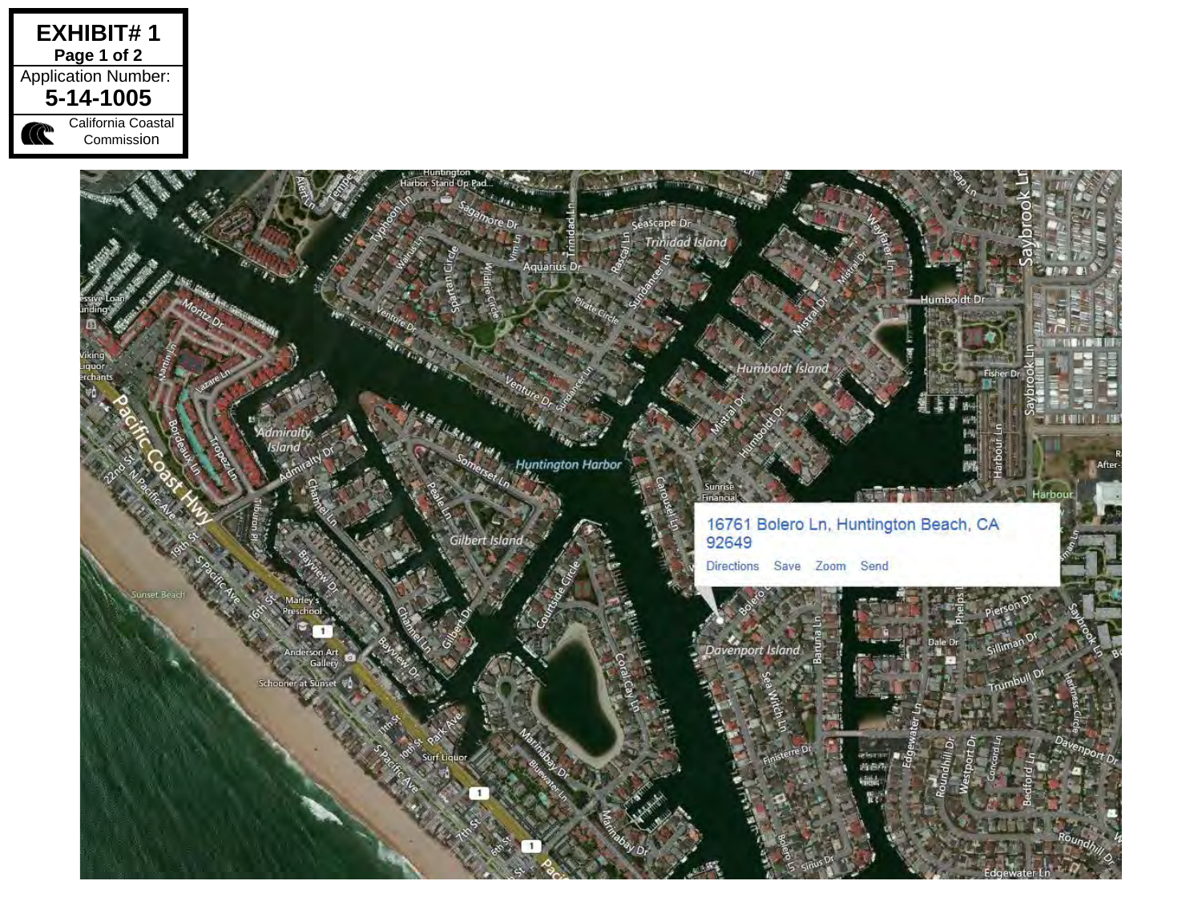**EXHIBIT# 1**
**Page 1 of 2**
Application Number:
**5-14-1005**
California Coastal Commission

16761 Bolero Ln, Huntington Beach, CA 92649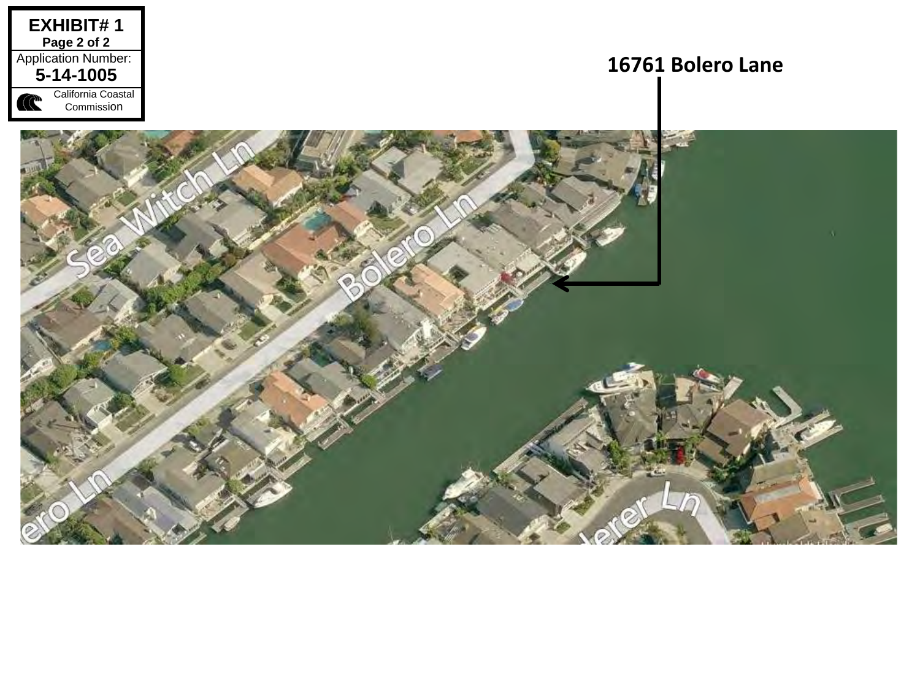**EXHIBIT# 1**
**Page 2 of 2**
Application Number:
**5-14-1005**
California Coastal Commission

**16761 Bolero Lane**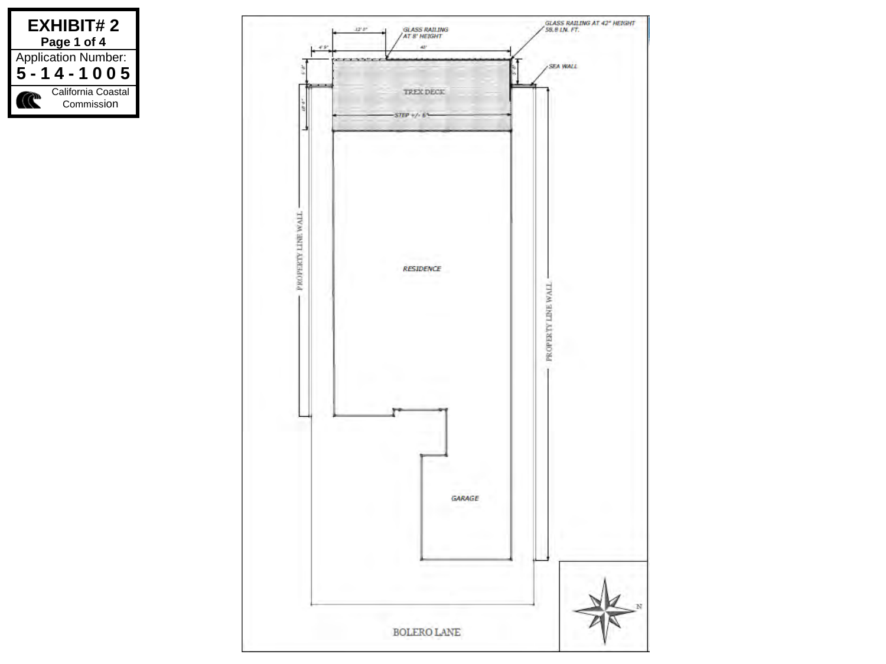**EXHIBIT# 2**
**Page 1 of 4**
Application Number:
**5-14-1005**
California Coastal Commission

GLASS RAILING AT 42" HEIGHT
58.8 LN. FT.

12' 0"

GLASS RAILING AT 8' HEIGHT

4' 9"

40'

SEA WALL

5' 0"

TREX DECK

STEP +/- 6"

10' 6"

PROPERTY LINE WALL

RESIDENCE

PROPERTY LINE WALL

GARAGE

N

BOLERO LANE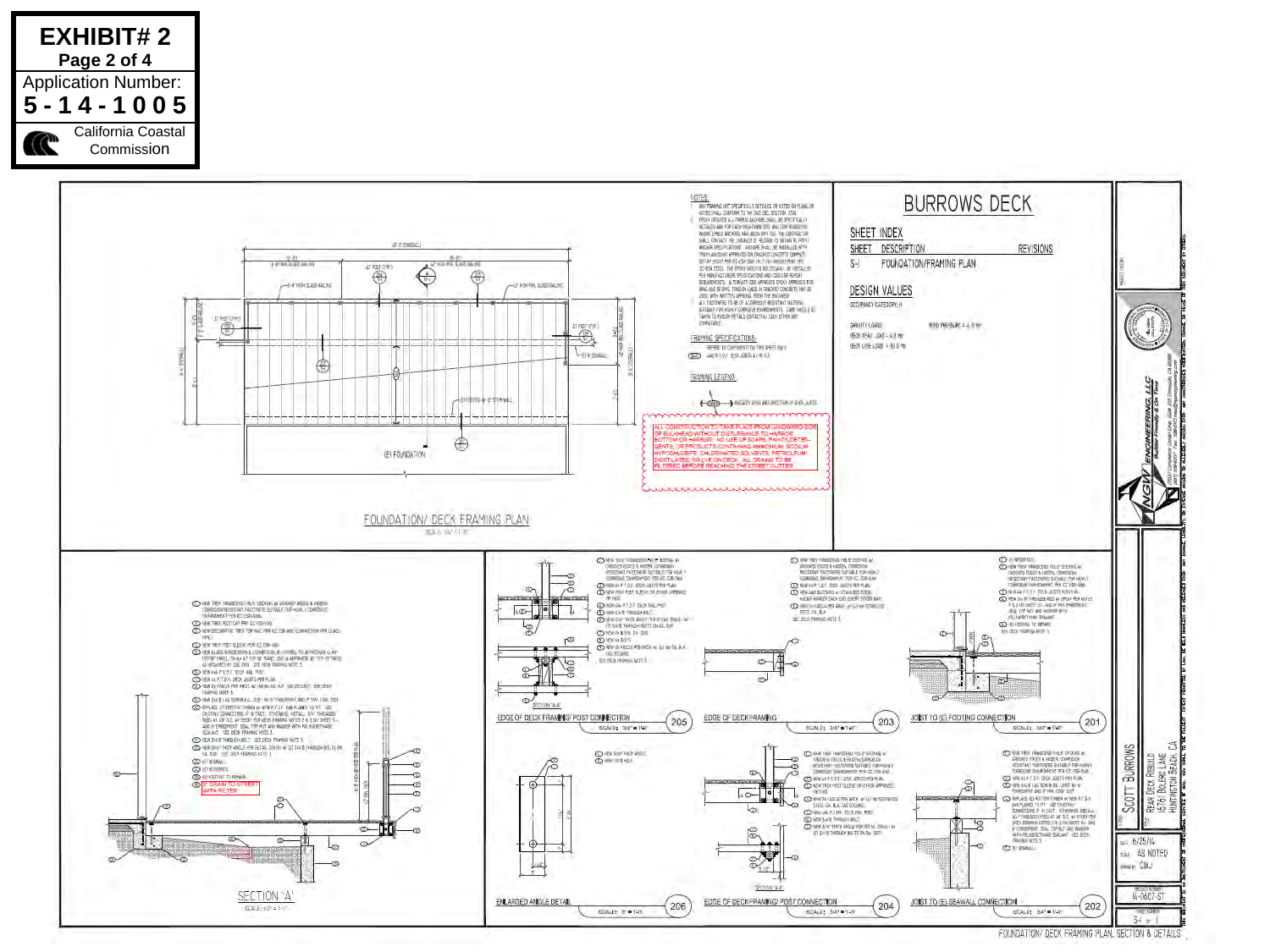**EXHIBIT# 2**
**Page 2 of 4**
Application Number:
**5-14-1005**
California Coastal Commission

# BURROWS DECK

## SHEET INDEX

| SHEET | DESCRIPTION | REVISIONS |
|---|---|---|
| S-1 | FOUNDATION/FRAMING PLAN | |

## DESIGN VALUES

OCCUPANCY CATEGORY: II

GRAVITY LOADS:
DECK DEAD LOAD = 4.0 psf
DECK LIVE LOAD = 60.0 psf

WIND PRESSURE = 4.0 psf

NOTES:

FRAMING SPECIFICATIONS:

FRAMING LEGEND:

ALL CONSTRUCTION TO TAKE PLACE FROM LANDWARD SIDE OF BULKHEAD WITHOUT DISTURBANCE TO HARBOR BOTTOM OR HARBOR. NO USE OF SOAPS, PAINTS, DETERGENTS, OR PRODUCTS CONTAINING AMMONIUM, SODIUM HYPOCHLORITE, CHLORINATED SOLVENTS, PETROLEUM DISTILLATES, OR LYE ON DECK. ALL DRAINS TO BE FILTERED BEFORE REACHING THE STREET GUTTER.

FOUNDATION/ DECK FRAMING PLAN
SCALE: 3/8" = 1'-0"

(E) FOUNDATION

SECTION 'A'
SCALE: 1/2" = 1'-0"

2" DRAIN TO STREET WITH FILTER

EDGE OF DECK FRAMING/ POST CONNECTION — 205 — SCALE: 3/4" = 1'-0"

EDGE OF DECK FRAMING — 203 — SCALE: 3/4" = 1'-0"

JOIST TO (E) FOOTING CONNECTION — 201 — SCALE: 3/4" = 1'-0"

ENLARGED ANGLE DETAIL — 206 — SCALE: 3" = 1'-0"

EDGE OF DECK FRAMING/ POST CONNECTION — 204 — SCALE: 3/4" = 1'-0"

JOIST TO (E) SEAWALL CONNECTION — 202 — SCALE: 3/4" = 1'-0"

NGW ENGINEERING, LLC
Builder Friendly & On Time

SCOTT BURROWS
REAR DECK REBUILD
HUNTINGTON BEACH, CA

DATE: 6/25/14
SCALE: AS NOTED
DRAWN: CWJ
PROJECT NUMBER: 14-0607-ST
SHEET NUMBER: S-1 of 1

FOUNDATION/ DECK FRAMING PLAN, SECTION & DETAILS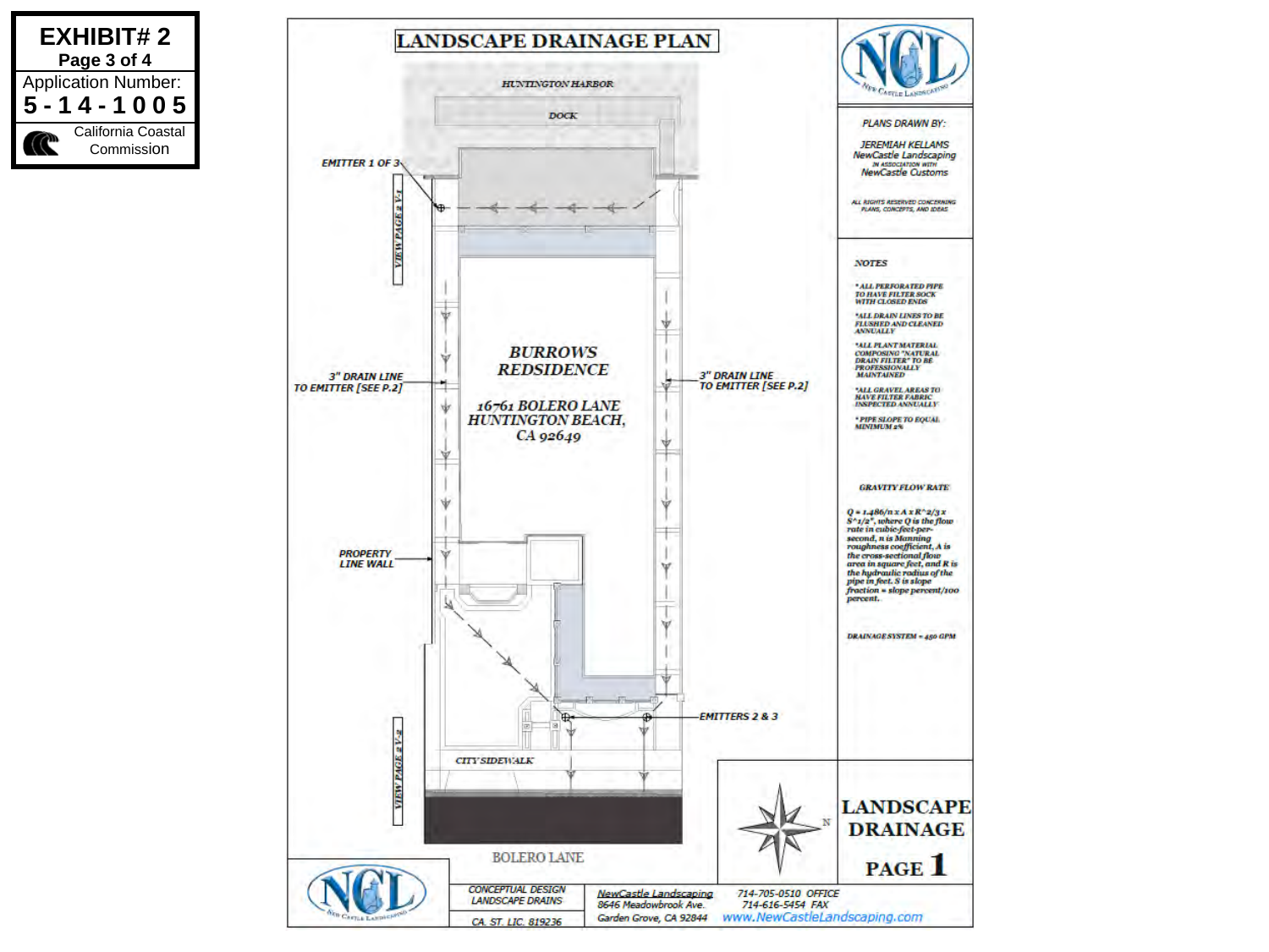**EXHIBIT# 2**
**Page 3 of 4**
Application Number:
**5-14-1005**
California Coastal Commission

# LANDSCAPE DRAINAGE PLAN

HUNTINGTON HARBOR

DOCK

EMITTER 1 OF 3

VIEW PAGE 2 V-1

**BURROWS REDSIDENCE**

16761 BOLERO LANE
HUNTINGTON BEACH, CA 92649

3" DRAIN LINE TO EMITTER [SEE P.2]

3" DRAIN LINE TO EMITTER [SEE P.2]

PROPERTY LINE WALL

EMITTERS 2 & 3

CITY SIDEWALK

VIEW PAGE 2 V-2

BOLERO LANE

NCL New Castle Landscaping

PLANS DRAWN BY:

JEREMIAH KELLAMS
NewCastle Landscaping
IN ASSOCIATION WITH
NewCastle Customs

ALL RIGHTS RESERVED CONCERNING PLANS, CONCEPTS, AND IDEAS

NOTES

- ALL PERFORATED PIPE TO HAVE FILTER SOCK WITH CLOSED ENDS
- ALL DRAIN LINES TO BE FLUSHED AND CLEANED ANNUALLY
- ALL PLANT MATERIAL COMPOSING "NATURAL DRAIN FILTER" TO BE PROFESSIONALLY MAINTAINED
- ALL GRAVEL AREAS TO HAVE FILTER FABRIC INSPECTED ANNUALLY
- PIPE SLOPE TO EQUAL MINIMUM 2%

GRAVITY FLOW RATE

Q = 1.486/n x A x R^2/3 x S^1/2", where Q is the flow rate in cubic-feet-per-second, n is Manning roughness coefficient, A is the cross-sectional flow area in square feet, and R is the hydraulic radius of the pipe in feet. S is slope fraction = slope percent/100 percent.

DRAINAGE SYSTEM = 450 GPM

N

**LANDSCAPE DRAINAGE**
**PAGE 1**

CONCEPTUAL DESIGN LANDSCAPE DRAINS
CA. ST. LIC. 819236

NewCastle Landscaping
8646 Meadowbrook Ave.
Garden Grove, CA 92844

714-705-0510 OFFICE
714-616-5454 FAX
www.NewCastleLandscaping.com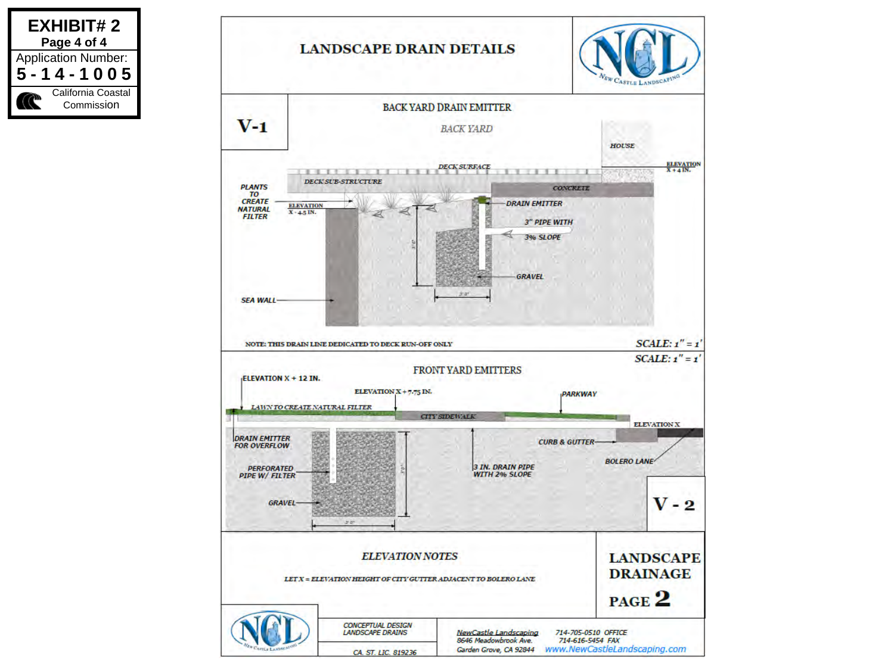**EXHIBIT# 2**
**Page 4 of 4**
Application Number:
**5-14-1005**
California Coastal Commission

# LANDSCAPE DRAIN DETAILS

NCL
New Castle Landscaping

## V-1

BACK YARD DRAIN EMITTER

BACK YARD

HOUSE

ELEVATION X + 4 IN.

DECK SURFACE

DECK SUB-STRUCTURE

CONCRETE

PLANTS TO CREATE NATURAL FILTER

ELEVATION X - 4.5 IN.

DRAIN EMITTER

3" PIPE WITH 3% SLOPE

3'-0"

GRAVEL

SEA WALL

3'-0"

NOTE: THIS DRAIN LINE DEDICATED TO DECK RUN-OFF ONLY

SCALE: 1" = 1'

SCALE: 1" = 1'

FRONT YARD EMITTERS

ELEVATION X + 12 IN.

ELEVATION X + 7.75 IN.

PARKWAY

LAWN TO CREATE NATURAL FILTER

CITY SIDEWALK

ELEVATION X

DRAIN EMITTER FOR OVERFLOW

CURB & GUTTER

BOLERO LANE

PERFORATED PIPE W/ FILTER

3'-0"

3 IN. DRAIN PIPE WITH 2% SLOPE

GRAVEL

3'-0"

## V - 2

ELEVATION NOTES

LET X = ELEVATION HEIGHT OF CITY GUTTER ADJACENT TO BOLERO LANE

**LANDSCAPE DRAINAGE**

**PAGE 2**

CONCEPTUAL DESIGN
LANDSCAPE DRAINS

CA. ST. LIC. 819236

NewCastle Landscaping
8646 Meadowbrook Ave.
Garden Grove, CA 92844

714-705-0510 OFFICE
714-616-5454 FAX
www.NewCastleLandscaping.com